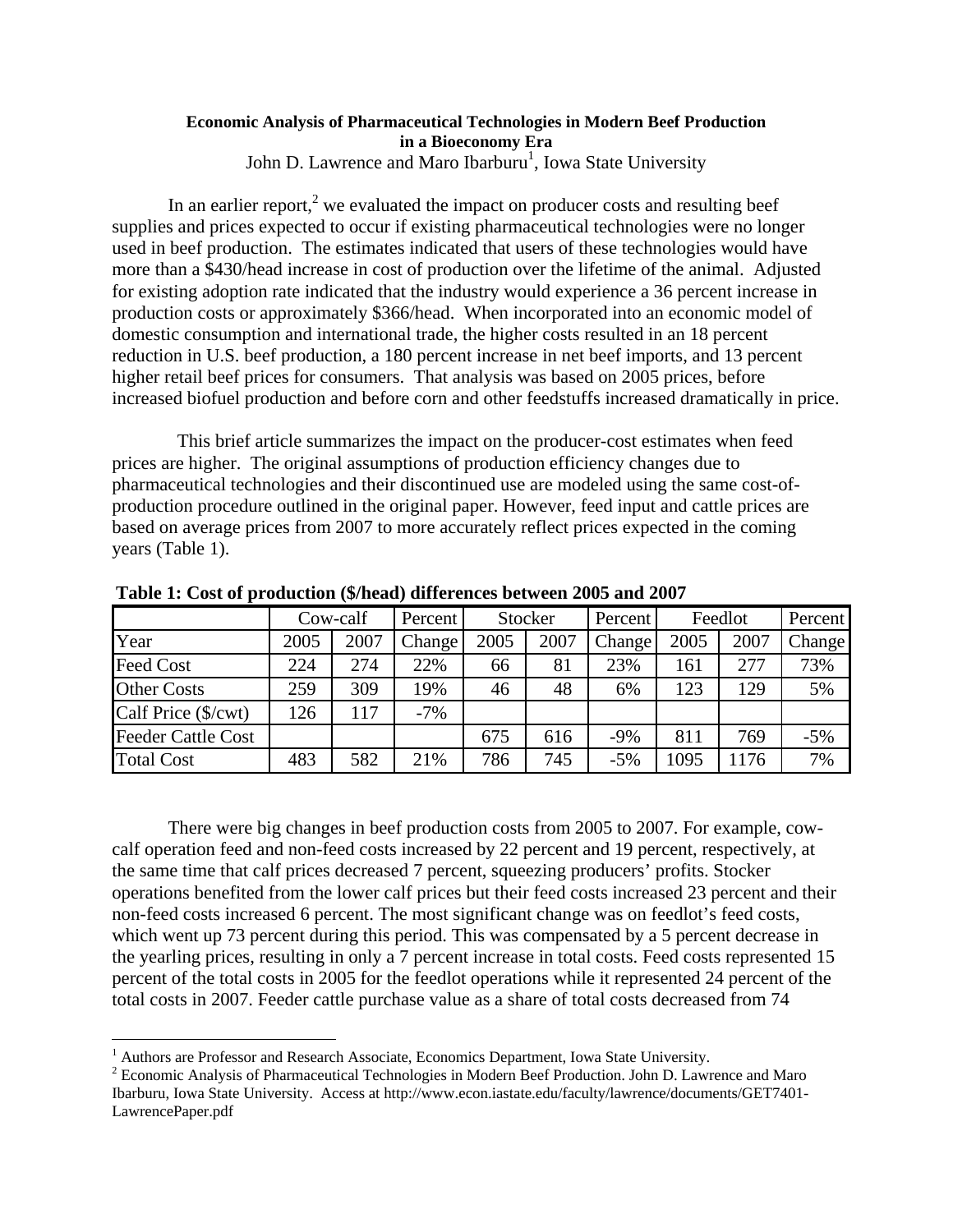**Economic Analysis of Pharmaceutical Technologies in Modern Beef Production in a Bioeconomy Era**

John D. Lawrence and Maro Ibarburu[1], Iowa State University

In an earlier report,[2] we evaluated the impact on producer costs and resulting beef supplies and prices expected to occur if existing pharmaceutical technologies were no longer used in beef production. The estimates indicated that users of these technologies would have more than a $430/head increase in cost of production over the lifetime of the animal. Adjusted for existing adoption rate indicated that the industry would experience a 36 percent increase in production costs or approximately $366/head. When incorporated into an economic model of domestic consumption and international trade, the higher costs resulted in an 18 percent reduction in U.S. beef production, a 180 percent increase in net beef imports, and 13 percent higher retail beef prices for consumers. That analysis was based on 2005 prices, before increased biofuel production and before corn and other feedstuffs increased dramatically in price.

This brief article summarizes the impact on the producer-cost estimates when feed prices are higher. The original assumptions of production efficiency changes due to pharmaceutical technologies and their discontinued use are modeled using the same cost-of-production procedure outlined in the original paper. However, feed input and cattle prices are based on average prices from 2007 to more accurately reflect prices expected in the coming years (Table 1).

**Table 1: Cost of production ($/head) differences between 2005 and 2007**

| | Cow-calf | | Percent | Stocker | | Percent | Feedlot | | Percent |
|---|---|---|---|---|---|---|---|---|---|
| Year | 2005 | 2007 | Change | 2005 | 2007 | Change | 2005 | 2007 | Change |
| Feed Cost | 224 | 274 | 22% | 66 | 81 | 23% | 161 | 277 | 73% |
| Other Costs | 259 | 309 | 19% | 46 | 48 | 6% | 123 | 129 | 5% |
| Calf Price ($/cwt) | 126 | 117 | -7% | | | | | | |
| Feeder Cattle Cost | | | | 675 | 616 | -9% | 811 | 769 | -5% |
| Total Cost | 483 | 582 | 21% | 786 | 745 | -5% | 1095 | 1176 | 7% |

There were big changes in beef production costs from 2005 to 2007. For example, cow-calf operation feed and non-feed costs increased by 22 percent and 19 percent, respectively, at the same time that calf prices decreased 7 percent, squeezing producers' profits. Stocker operations benefited from the lower calf prices but their feed costs increased 23 percent and their non-feed costs increased 6 percent. The most significant change was on feedlot's feed costs, which went up 73 percent during this period. This was compensated by a 5 percent decrease in the yearling prices, resulting in only a 7 percent increase in total costs. Feed costs represented 15 percent of the total costs in 2005 for the feedlot operations while it represented 24 percent of the total costs in 2007. Feeder cattle purchase value as a share of total costs decreased from 74

---

[1] Authors are Professor and Research Associate, Economics Department, Iowa State University.

[2] Economic Analysis of Pharmaceutical Technologies in Modern Beef Production. John D. Lawrence and Maro Ibarburu, Iowa State University. Access at http://www.econ.iastate.edu/faculty/lawrence/documents/GET7401-LawrencePaper.pdf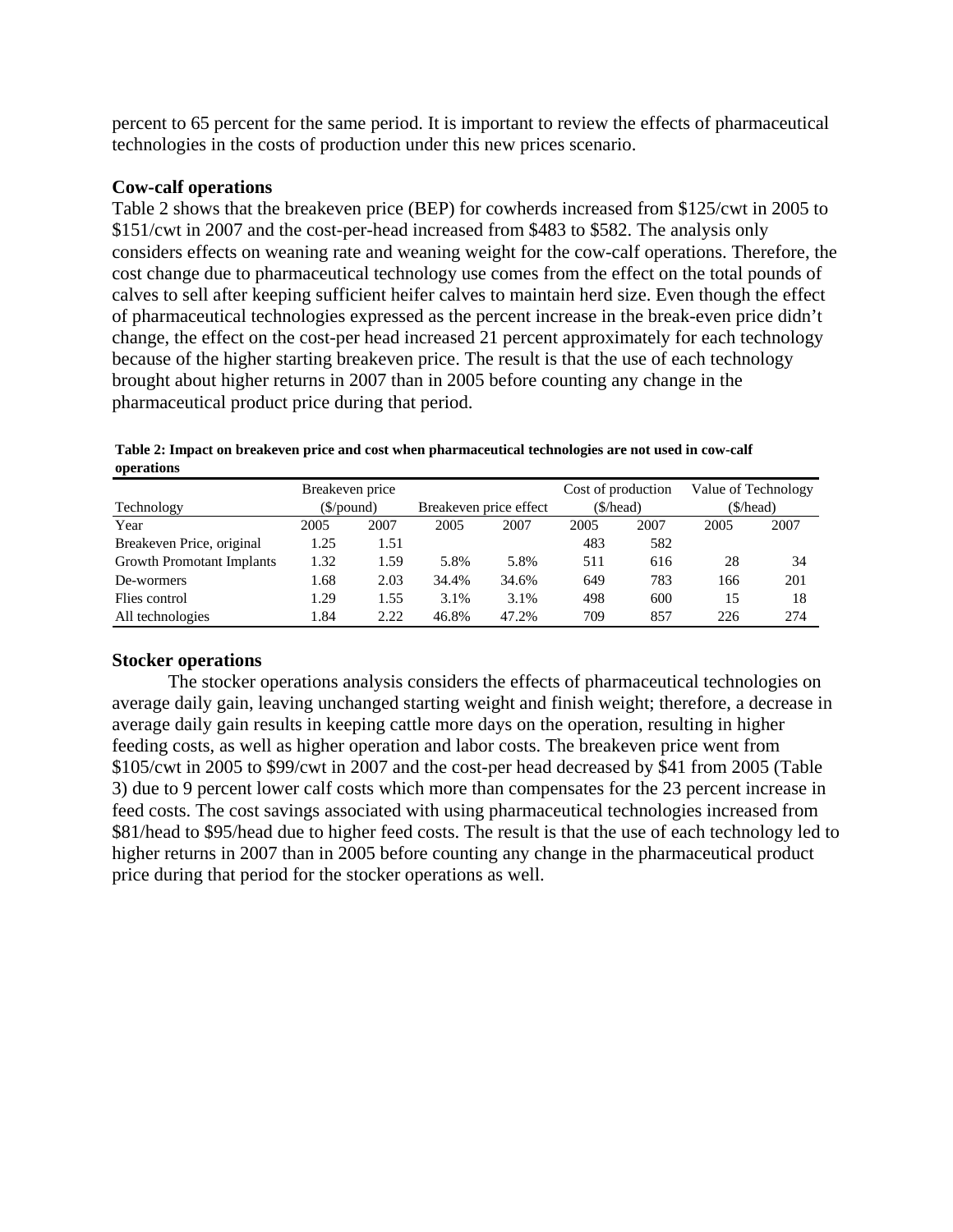percent to 65 percent for the same period. It is important to review the effects of pharmaceutical technologies in the costs of production under this new prices scenario.

### Cow-calf operations

Table 2 shows that the breakeven price (BEP) for cowherds increased from $125/cwt in 2005 to $151/cwt in 2007 and the cost-per-head increased from $483 to $582. The analysis only considers effects on weaning rate and weaning weight for the cow-calf operations. Therefore, the cost change due to pharmaceutical technology use comes from the effect on the total pounds of calves to sell after keeping sufficient heifer calves to maintain herd size. Even though the effect of pharmaceutical technologies expressed as the percent increase in the break-even price didn't change, the effect on the cost-per head increased 21 percent approximately for each technology because of the higher starting breakeven price. The result is that the use of each technology brought about higher returns in 2007 than in 2005 before counting any change in the pharmaceutical product price during that period.

**Table 2: Impact on breakeven price and cost when pharmaceutical technologies are not used in cow-calf operations**

| Technology | Breakeven price ($/pound) | | Breakeven price effect | | Cost of production ($/head) | | Value of Technology ($/head) | |
|---|---|---|---|---|---|---|---|---|
| Year | 2005 | 2007 | 2005 | 2007 | 2005 | 2007 | 2005 | 2007 |
| Breakeven Price, original | 1.25 | 1.51 | | | 483 | 582 | | |
| Growth Promotant Implants | 1.32 | 1.59 | 5.8% | 5.8% | 511 | 616 | 28 | 34 |
| De-wormers | 1.68 | 2.03 | 34.4% | 34.6% | 649 | 783 | 166 | 201 |
| Flies control | 1.29 | 1.55 | 3.1% | 3.1% | 498 | 600 | 15 | 18 |
| All technologies | 1.84 | 2.22 | 46.8% | 47.2% | 709 | 857 | 226 | 274 |

### Stocker operations

The stocker operations analysis considers the effects of pharmaceutical technologies on average daily gain, leaving unchanged starting weight and finish weight; therefore, a decrease in average daily gain results in keeping cattle more days on the operation, resulting in higher feeding costs, as well as higher operation and labor costs. The breakeven price went from $105/cwt in 2005 to $99/cwt in 2007 and the cost-per head decreased by $41 from 2005 (Table 3) due to 9 percent lower calf costs which more than compensates for the 23 percent increase in feed costs. The cost savings associated with using pharmaceutical technologies increased from $81/head to $95/head due to higher feed costs. The result is that the use of each technology led to higher returns in 2007 than in 2005 before counting any change in the pharmaceutical product price during that period for the stocker operations as well.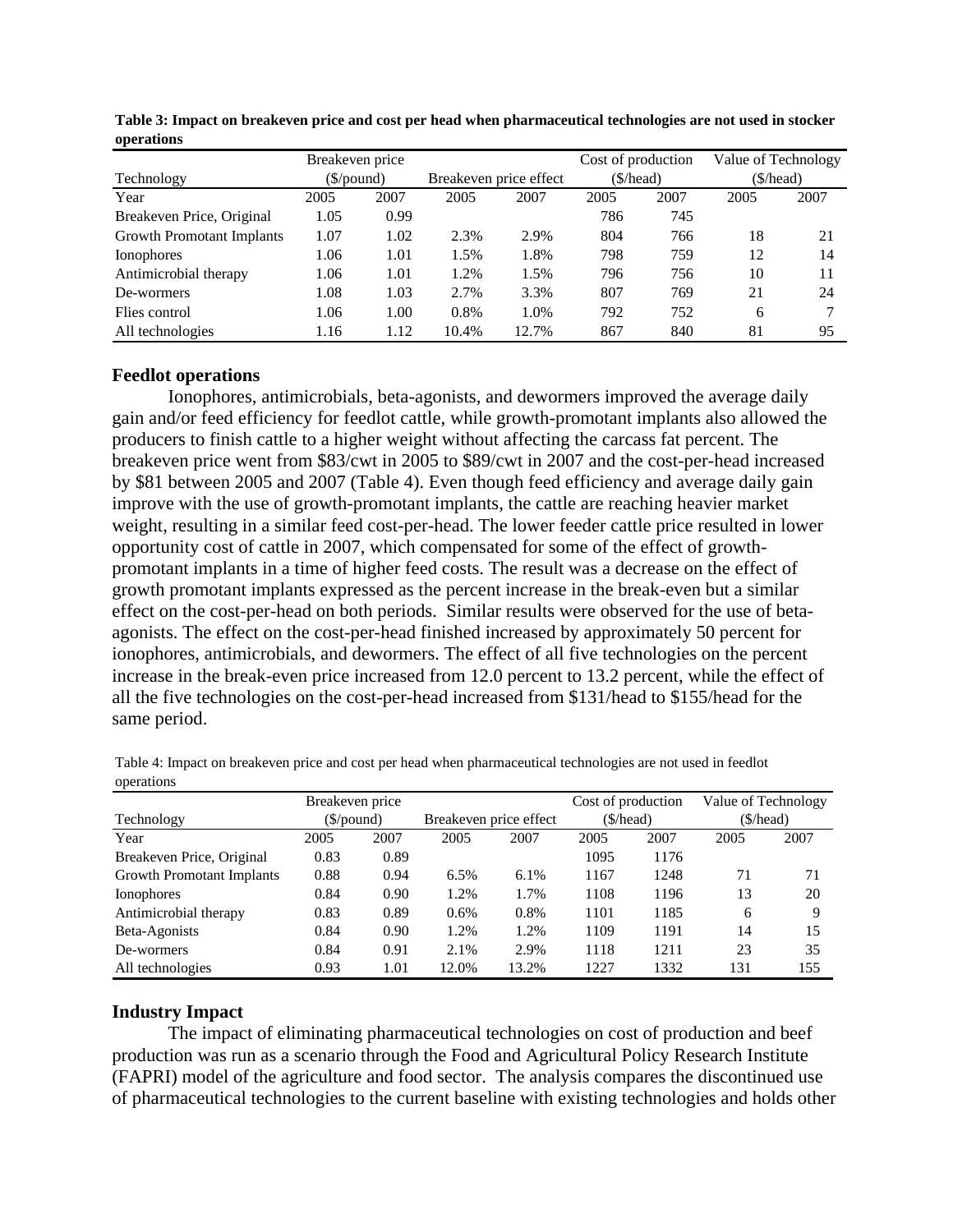**Table 3: Impact on breakeven price and cost per head when pharmaceutical technologies are not used in stocker operations**

| Technology | Breakeven price ($/pound) | | Breakeven price effect | | Cost of production ($/head) | | Value of Technology ($/head) | |
|---|---|---|---|---|---|---|---|---|
| Year | 2005 | 2007 | 2005 | 2007 | 2005 | 2007 | 2005 | 2007 |
| Breakeven Price, Original | 1.05 | 0.99 | | | 786 | 745 | | |
| Growth Promotant Implants | 1.07 | 1.02 | 2.3% | 2.9% | 804 | 766 | 18 | 21 |
| Ionophores | 1.06 | 1.01 | 1.5% | 1.8% | 798 | 759 | 12 | 14 |
| Antimicrobial therapy | 1.06 | 1.01 | 1.2% | 1.5% | 796 | 756 | 10 | 11 |
| De-wormers | 1.08 | 1.03 | 2.7% | 3.3% | 807 | 769 | 21 | 24 |
| Flies control | 1.06 | 1.00 | 0.8% | 1.0% | 792 | 752 | 6 | 7 |
| All technologies | 1.16 | 1.12 | 10.4% | 12.7% | 867 | 840 | 81 | 95 |

## Feedlot operations

Ionophores, antimicrobials, beta-agonists, and dewormers improved the average daily gain and/or feed efficiency for feedlot cattle, while growth-promotant implants also allowed the producers to finish cattle to a higher weight without affecting the carcass fat percent. The breakeven price went from $83/cwt in 2005 to $89/cwt in 2007 and the cost-per-head increased by $81 between 2005 and 2007 (Table 4). Even though feed efficiency and average daily gain improve with the use of growth-promotant implants, the cattle are reaching heavier market weight, resulting in a similar feed cost-per-head. The lower feeder cattle price resulted in lower opportunity cost of cattle in 2007, which compensated for some of the effect of growth-promotant implants in a time of higher feed costs. The result was a decrease on the effect of growth promotant implants expressed as the percent increase in the break-even but a similar effect on the cost-per-head on both periods. Similar results were observed for the use of beta-agonists. The effect on the cost-per-head finished increased by approximately 50 percent for ionophores, antimicrobials, and dewormers. The effect of all five technologies on the percent increase in the break-even price increased from 12.0 percent to 13.2 percent, while the effect of all the five technologies on the cost-per-head increased from $131/head to $155/head for the same period.

Table 4: Impact on breakeven price and cost per head when pharmaceutical technologies are not used in feedlot operations

| Technology | Breakeven price ($/pound) | | Breakeven price effect | | Cost of production ($/head) | | Value of Technology ($/head) | |
|---|---|---|---|---|---|---|---|---|
| Year | 2005 | 2007 | 2005 | 2007 | 2005 | 2007 | 2005 | 2007 |
| Breakeven Price, Original | 0.83 | 0.89 | | | 1095 | 1176 | | |
| Growth Promotant Implants | 0.88 | 0.94 | 6.5% | 6.1% | 1167 | 1248 | 71 | 71 |
| Ionophores | 0.84 | 0.90 | 1.2% | 1.7% | 1108 | 1196 | 13 | 20 |
| Antimicrobial therapy | 0.83 | 0.89 | 0.6% | 0.8% | 1101 | 1185 | 6 | 9 |
| Beta-Agonists | 0.84 | 0.90 | 1.2% | 1.2% | 1109 | 1191 | 14 | 15 |
| De-wormers | 0.84 | 0.91 | 2.1% | 2.9% | 1118 | 1211 | 23 | 35 |
| All technologies | 0.93 | 1.01 | 12.0% | 13.2% | 1227 | 1332 | 131 | 155 |

## Industry Impact

The impact of eliminating pharmaceutical technologies on cost of production and beef production was run as a scenario through the Food and Agricultural Policy Research Institute (FAPRI) model of the agriculture and food sector. The analysis compares the discontinued use of pharmaceutical technologies to the current baseline with existing technologies and holds other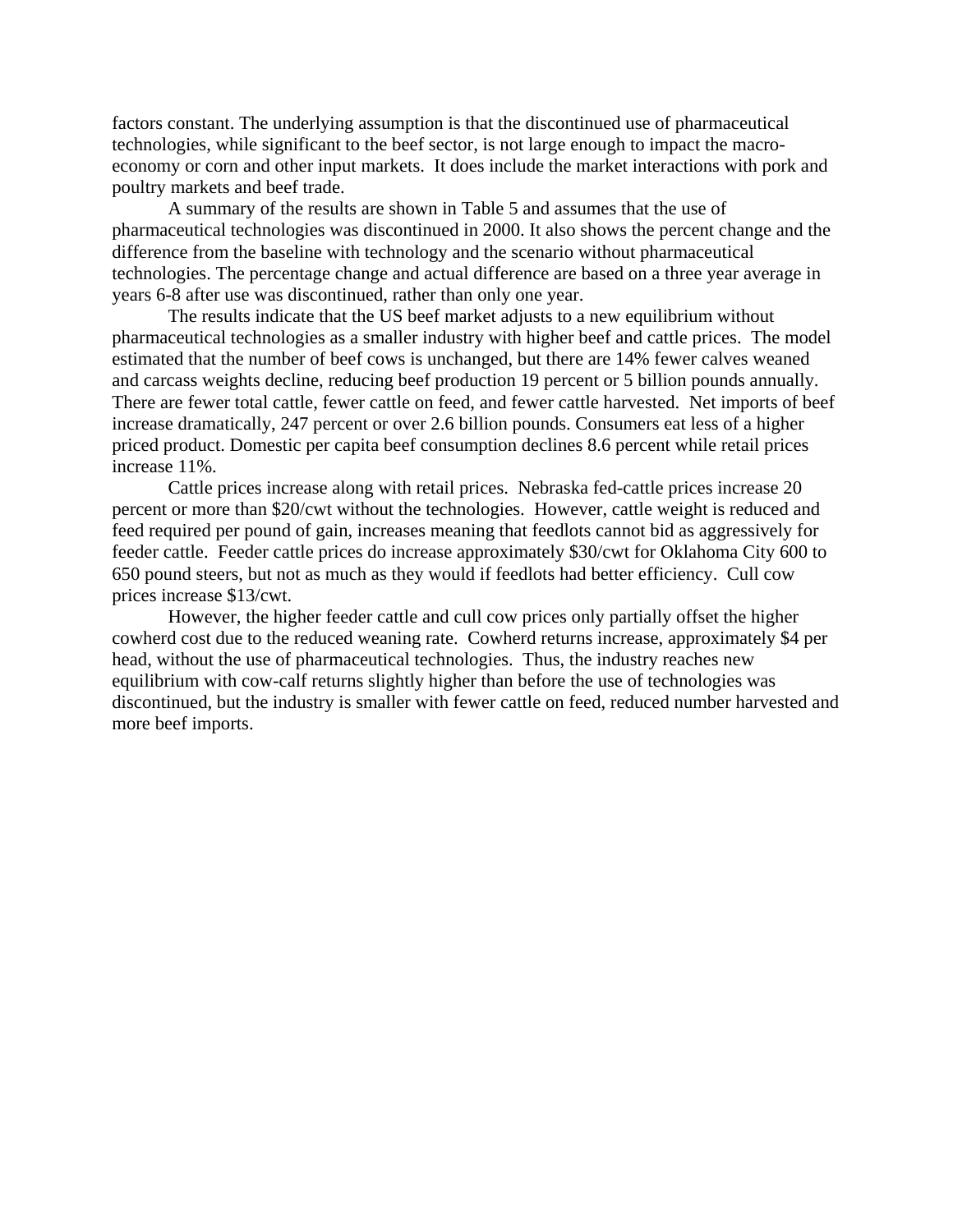factors constant. The underlying assumption is that the discontinued use of pharmaceutical technologies, while significant to the beef sector, is not large enough to impact the macro-economy or corn and other input markets. It does include the market interactions with pork and poultry markets and beef trade.

A summary of the results are shown in Table 5 and assumes that the use of pharmaceutical technologies was discontinued in 2000. It also shows the percent change and the difference from the baseline with technology and the scenario without pharmaceutical technologies. The percentage change and actual difference are based on a three year average in years 6-8 after use was discontinued, rather than only one year.

The results indicate that the US beef market adjusts to a new equilibrium without pharmaceutical technologies as a smaller industry with higher beef and cattle prices. The model estimated that the number of beef cows is unchanged, but there are 14% fewer calves weaned and carcass weights decline, reducing beef production 19 percent or 5 billion pounds annually. There are fewer total cattle, fewer cattle on feed, and fewer cattle harvested. Net imports of beef increase dramatically, 247 percent or over 2.6 billion pounds. Consumers eat less of a higher priced product. Domestic per capita beef consumption declines 8.6 percent while retail prices increase 11%.

Cattle prices increase along with retail prices. Nebraska fed-cattle prices increase 20 percent or more than $20/cwt without the technologies. However, cattle weight is reduced and feed required per pound of gain, increases meaning that feedlots cannot bid as aggressively for feeder cattle. Feeder cattle prices do increase approximately $30/cwt for Oklahoma City 600 to 650 pound steers, but not as much as they would if feedlots had better efficiency. Cull cow prices increase $13/cwt.

However, the higher feeder cattle and cull cow prices only partially offset the higher cowherd cost due to the reduced weaning rate. Cowherd returns increase, approximately $4 per head, without the use of pharmaceutical technologies. Thus, the industry reaches new equilibrium with cow-calf returns slightly higher than before the use of technologies was discontinued, but the industry is smaller with fewer cattle on feed, reduced number harvested and more beef imports.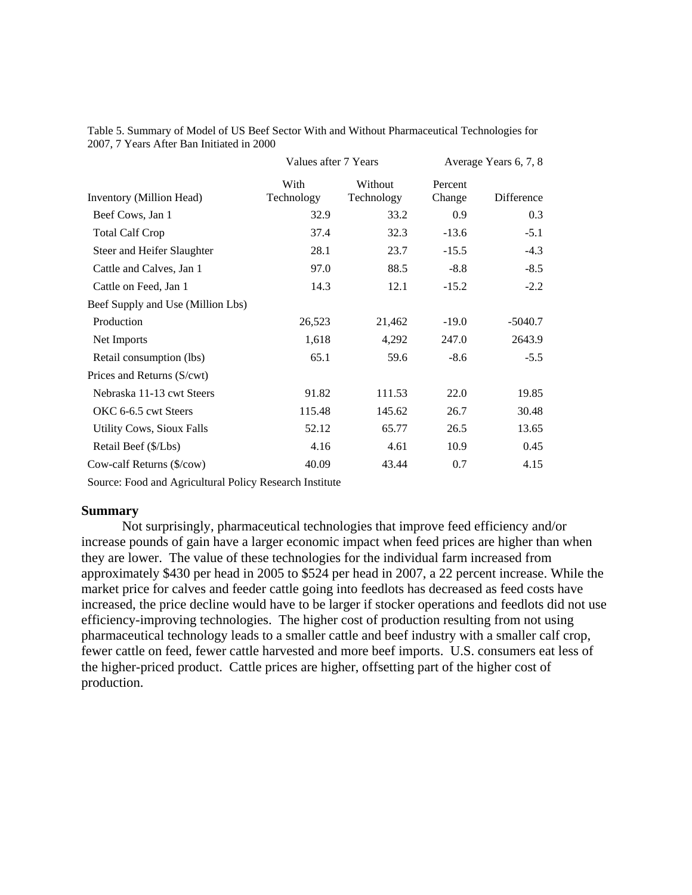Table 5. Summary of Model of US Beef Sector With and Without Pharmaceutical Technologies for 2007, 7 Years After Ban Initiated in 2000

| | Values after 7 Years | | Average Years 6, 7, 8 | |
|---|---|---|---|---|
| Inventory (Million Head) | With Technology | Without Technology | Percent Change | Difference |
| Beef Cows, Jan 1 | 32.9 | 33.2 | 0.9 | 0.3 |
| Total Calf Crop | 37.4 | 32.3 | -13.6 | -5.1 |
| Steer and Heifer Slaughter | 28.1 | 23.7 | -15.5 | -4.3 |
| Cattle and Calves, Jan 1 | 97.0 | 88.5 | -8.8 | -8.5 |
| Cattle on Feed, Jan 1 | 14.3 | 12.1 | -15.2 | -2.2 |
| Beef Supply and Use (Million Lbs) | | | | |
| Production | 26,523 | 21,462 | -19.0 | -5040.7 |
| Net Imports | 1,618 | 4,292 | 247.0 | 2643.9 |
| Retail consumption (lbs) | 65.1 | 59.6 | -8.6 | -5.5 |
| Prices and Returns (S/cwt) | | | | |
| Nebraska 11-13 cwt Steers | 91.82 | 111.53 | 22.0 | 19.85 |
| OKC 6-6.5 cwt Steers | 115.48 | 145.62 | 26.7 | 30.48 |
| Utility Cows, Sioux Falls | 52.12 | 65.77 | 26.5 | 13.65 |
| Retail Beef ($/Lbs) | 4.16 | 4.61 | 10.9 | 0.45 |
| Cow-calf Returns ($/cow) | 40.09 | 43.44 | 0.7 | 4.15 |

Source: Food and Agricultural Policy Research Institute

## Summary

Not surprisingly, pharmaceutical technologies that improve feed efficiency and/or increase pounds of gain have a larger economic impact when feed prices are higher than when they are lower. The value of these technologies for the individual farm increased from approximately $430 per head in 2005 to $524 per head in 2007, a 22 percent increase. While the market price for calves and feeder cattle going into feedlots has decreased as feed costs have increased, the price decline would have to be larger if stocker operations and feedlots did not use efficiency-improving technologies. The higher cost of production resulting from not using pharmaceutical technology leads to a smaller cattle and beef industry with a smaller calf crop, fewer cattle on feed, fewer cattle harvested and more beef imports. U.S. consumers eat less of the higher-priced product. Cattle prices are higher, offsetting part of the higher cost of production.